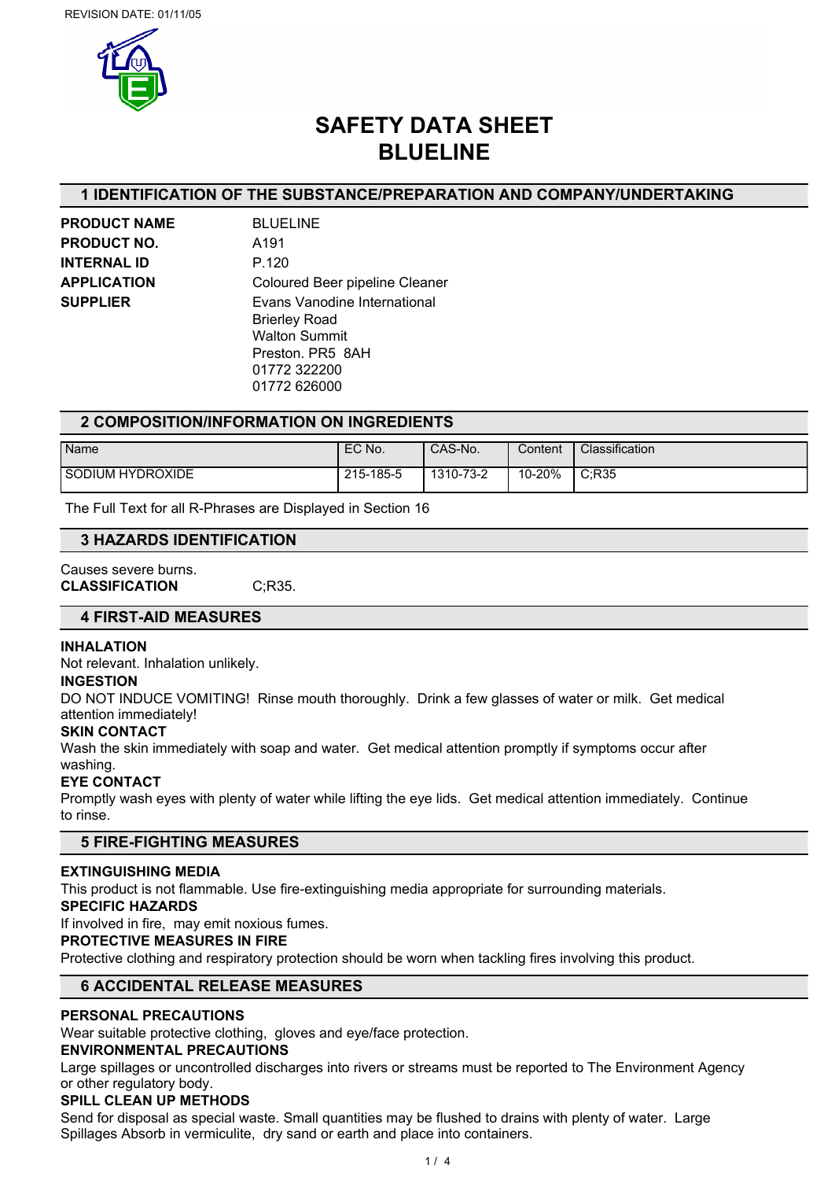REVISION DATE: 01/11/05

# SAFETY DATA SHEET
# BLUELINE

## 1 IDENTIFICATION OF THE SUBSTANCE/PREPARATION AND COMPANY/UNDERTAKING

**PRODUCT NAME** BLUELINE

**PRODUCT NO.** A191

**INTERNAL ID** P.120

**APPLICATION** Coloured Beer pipeline Cleaner

**SUPPLIER** Evans Vanodine International
Brierley Road
Walton Summit
Preston. PR5 8AH
01772 322200
01772 626000

## 2 COMPOSITION/INFORMATION ON INGREDIENTS

| Name | EC No. | CAS-No. | Content | Classification |
|---|---|---|---|---|
| SODIUM HYDROXIDE | 215-185-5 | 1310-73-2 | 10-20% | C;R35 |

The Full Text for all R-Phrases are Displayed in Section 16

## 3 HAZARDS IDENTIFICATION

Causes severe burns.

**CLASSIFICATION** C;R35.

## 4 FIRST-AID MEASURES

**INHALATION**

Not relevant. Inhalation unlikely.

**INGESTION**

DO NOT INDUCE VOMITING! Rinse mouth thoroughly. Drink a few glasses of water or milk. Get medical attention immediately!

**SKIN CONTACT**

Wash the skin immediately with soap and water. Get medical attention promptly if symptoms occur after washing.

**EYE CONTACT**

Promptly wash eyes with plenty of water while lifting the eye lids. Get medical attention immediately. Continue to rinse.

## 5 FIRE-FIGHTING MEASURES

**EXTINGUISHING MEDIA**

This product is not flammable. Use fire-extinguishing media appropriate for surrounding materials.

**SPECIFIC HAZARDS**

If involved in fire, may emit noxious fumes.

**PROTECTIVE MEASURES IN FIRE**

Protective clothing and respiratory protection should be worn when tackling fires involving this product.

## 6 ACCIDENTAL RELEASE MEASURES

**PERSONAL PRECAUTIONS**

Wear suitable protective clothing, gloves and eye/face protection.

**ENVIRONMENTAL PRECAUTIONS**

Large spillages or uncontrolled discharges into rivers or streams must be reported to The Environment Agency or other regulatory body.

**SPILL CLEAN UP METHODS**

Send for disposal as special waste. Small quantities may be flushed to drains with plenty of water. Large Spillages Absorb in vermiculite, dry sand or earth and place into containers.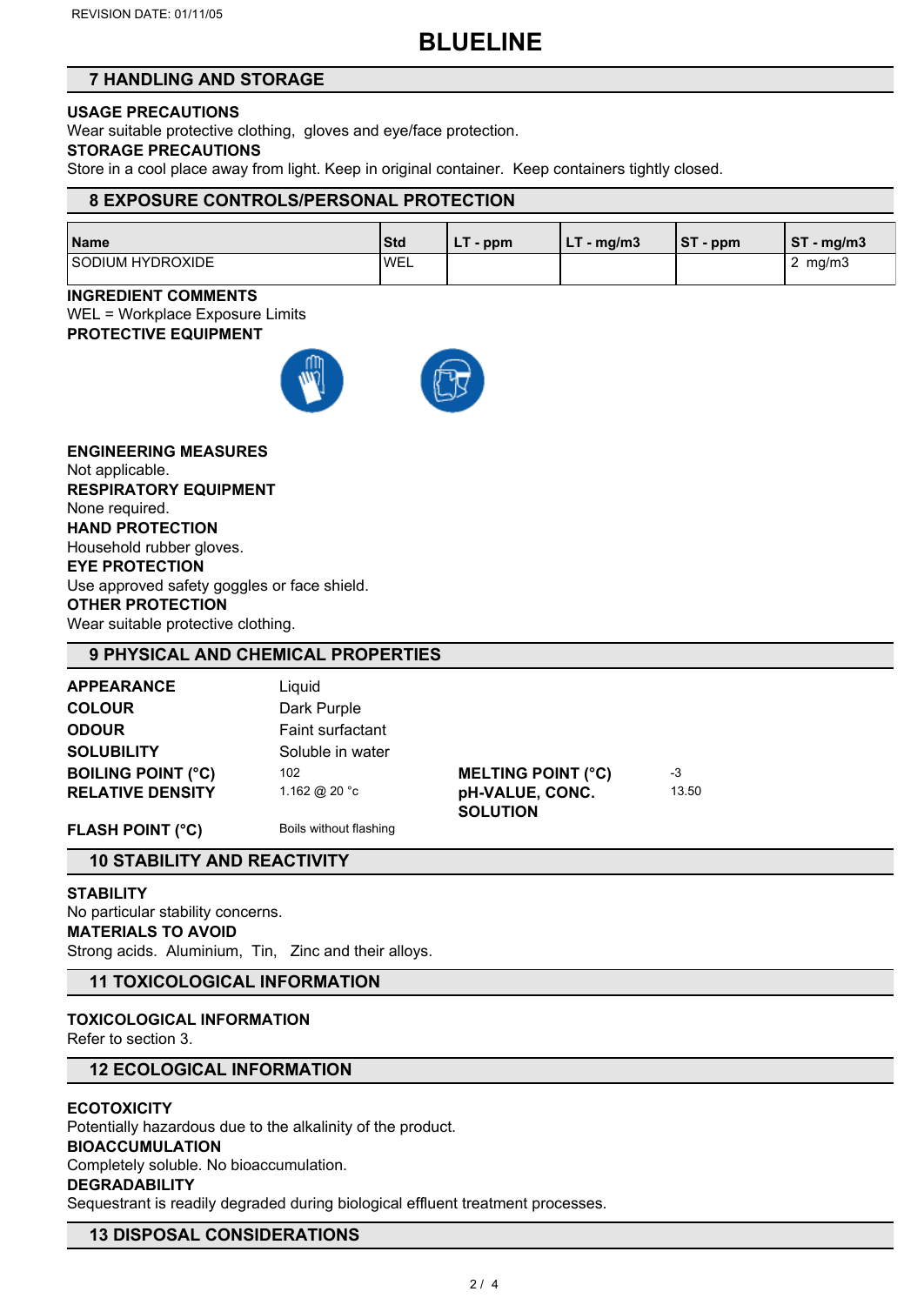REVISION DATE: 01/11/05

# BLUELINE

## 7 HANDLING AND STORAGE

**USAGE PRECAUTIONS**

Wear suitable protective clothing, gloves and eye/face protection.

**STORAGE PRECAUTIONS**

Store in a cool place away from light. Keep in original container. Keep containers tightly closed.

## 8 EXPOSURE CONTROLS/PERSONAL PROTECTION

| Name | Std | LT - ppm | LT - mg/m3 | ST - ppm | ST - mg/m3 |
|---|---|---|---|---|---|
| SODIUM HYDROXIDE | WEL | | | | 2 mg/m3 |

**INGREDIENT COMMENTS**

WEL = Workplace Exposure Limits

**PROTECTIVE EQUIPMENT**

**ENGINEERING MEASURES**

Not applicable.

**RESPIRATORY EQUIPMENT**

None required.

**HAND PROTECTION**

Household rubber gloves.

**EYE PROTECTION**

Use approved safety goggles or face shield.

**OTHER PROTECTION**

Wear suitable protective clothing.

## 9 PHYSICAL AND CHEMICAL PROPERTIES

| | | | |
|---|---|---|---|
| **APPEARANCE** | Liquid | | |
| **COLOUR** | Dark Purple | | |
| **ODOUR** | Faint surfactant | | |
| **SOLUBILITY** | Soluble in water | | |
| **BOILING POINT (°C)** | 102 | **MELTING POINT (°C)** | -3 |
| **RELATIVE DENSITY** | 1.162 @ 20 °c | **pH-VALUE, CONC. SOLUTION** | 13.50 |
| **FLASH POINT (°C)** | Boils without flashing | | |

## 10 STABILITY AND REACTIVITY

**STABILITY**

No particular stability concerns.

**MATERIALS TO AVOID**

Strong acids. Aluminium, Tin, Zinc and their alloys.

## 11 TOXICOLOGICAL INFORMATION

**TOXICOLOGICAL INFORMATION**

Refer to section 3.

## 12 ECOLOGICAL INFORMATION

**ECOTOXICITY**

Potentially hazardous due to the alkalinity of the product.

**BIOACCUMULATION**

Completely soluble. No bioaccumulation.

**DEGRADABILITY**

Sequestrant is readily degraded during biological effluent treatment processes.

## 13 DISPOSAL CONSIDERATIONS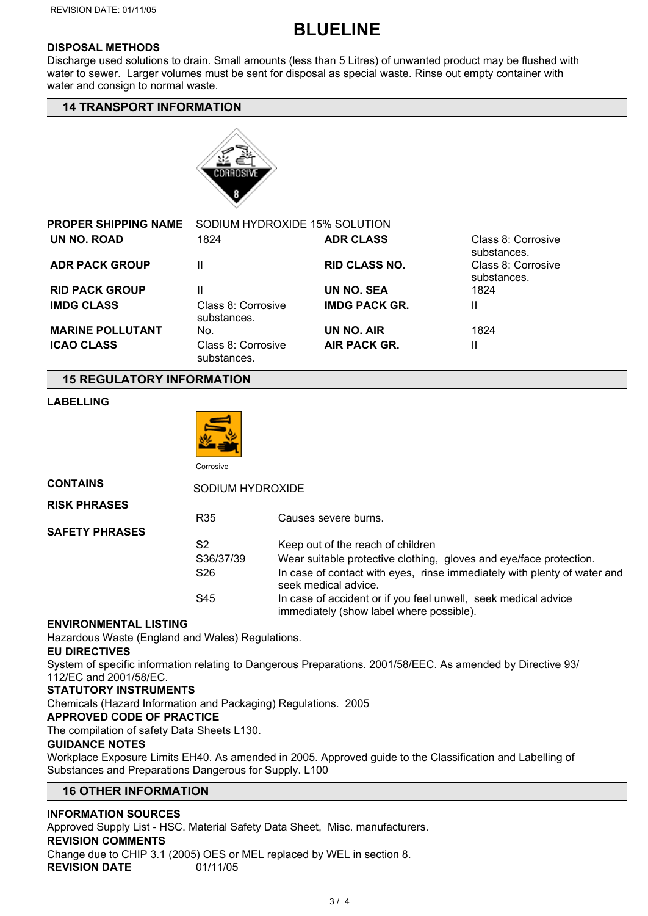REVISION DATE: 01/11/05

# BLUELINE

**DISPOSAL METHODS**

Discharge used solutions to drain. Small amounts (less than 5 Litres) of unwanted product may be flushed with water to sewer. Larger volumes must be sent for disposal as special waste. Rinse out empty container with water and consign to normal waste.

## 14 TRANSPORT INFORMATION

| | | | |
|---|---|---|---|
| **PROPER SHIPPING NAME** | SODIUM HYDROXIDE 15% SOLUTION | | |
| **UN NO. ROAD** | 1824 | **ADR CLASS** | Class 8: Corrosive substances. |
| **ADR PACK GROUP** | II | **RID CLASS NO.** | Class 8: Corrosive substances. |
| **RID PACK GROUP** | II | **UN NO. SEA** | 1824 |
| **IMDG CLASS** | Class 8: Corrosive substances. | **IMDG PACK GR.** | II |
| **MARINE POLLUTANT** | No. | **UN NO. AIR** | 1824 |
| **ICAO CLASS** | Class 8: Corrosive substances. | **AIR PACK GR.** | II |

## 15 REGULATORY INFORMATION

**LABELLING**

Corrosive

**CONTAINS** SODIUM HYDROXIDE

**RISK PHRASES**

| | |
|---|---|
| R35 | Causes severe burns. |

**SAFETY PHRASES**

| | |
|---|---|
| S2 | Keep out of the reach of children |
| S36/37/39 | Wear suitable protective clothing, gloves and eye/face protection. |
| S26 | In case of contact with eyes, rinse immediately with plenty of water and seek medical advice. |
| S45 | In case of accident or if you feel unwell, seek medical advice immediately (show label where possible). |

**ENVIRONMENTAL LISTING**

Hazardous Waste (England and Wales) Regulations.

**EU DIRECTIVES**

System of specific information relating to Dangerous Preparations. 2001/58/EEC. As amended by Directive 93/112/EC and 2001/58/EC.

**STATUTORY INSTRUMENTS**

Chemicals (Hazard Information and Packaging) Regulations. 2005

**APPROVED CODE OF PRACTICE**

The compilation of safety Data Sheets L130.

**GUIDANCE NOTES**

Workplace Exposure Limits EH40. As amended in 2005. Approved guide to the Classification and Labelling of Substances and Preparations Dangerous for Supply. L100

## 16 OTHER INFORMATION

**INFORMATION SOURCES**

Approved Supply List - HSC. Material Safety Data Sheet, Misc. manufacturers.

**REVISION COMMENTS**

Change due to CHIP 3.1 (2005) OES or MEL replaced by WEL in section 8.

**REVISION DATE** 01/11/05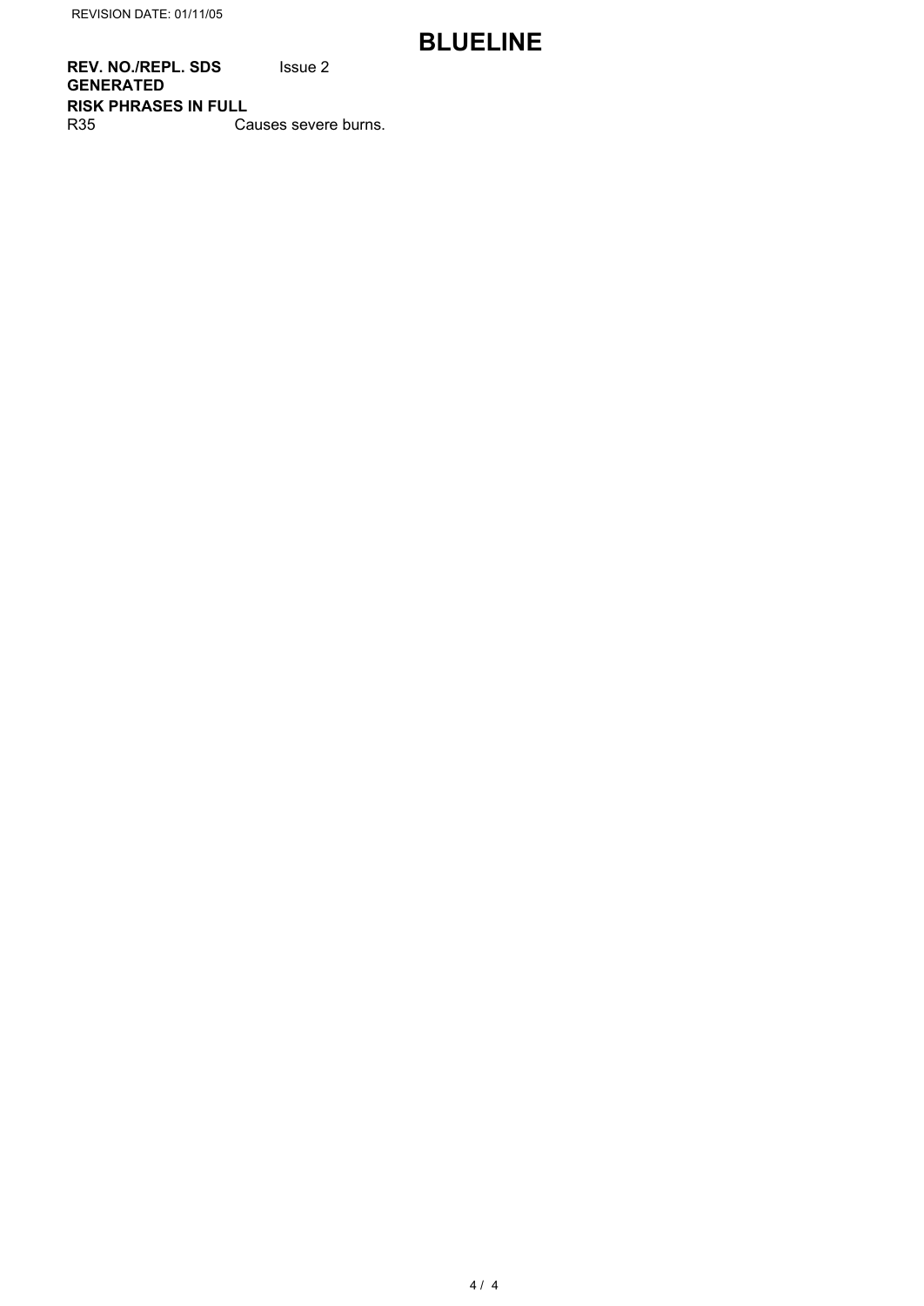**REV. NO./REPL. SDS GENERATED** Issue 2

**RISK PHRASES IN FULL**

R35 Causes severe burns.